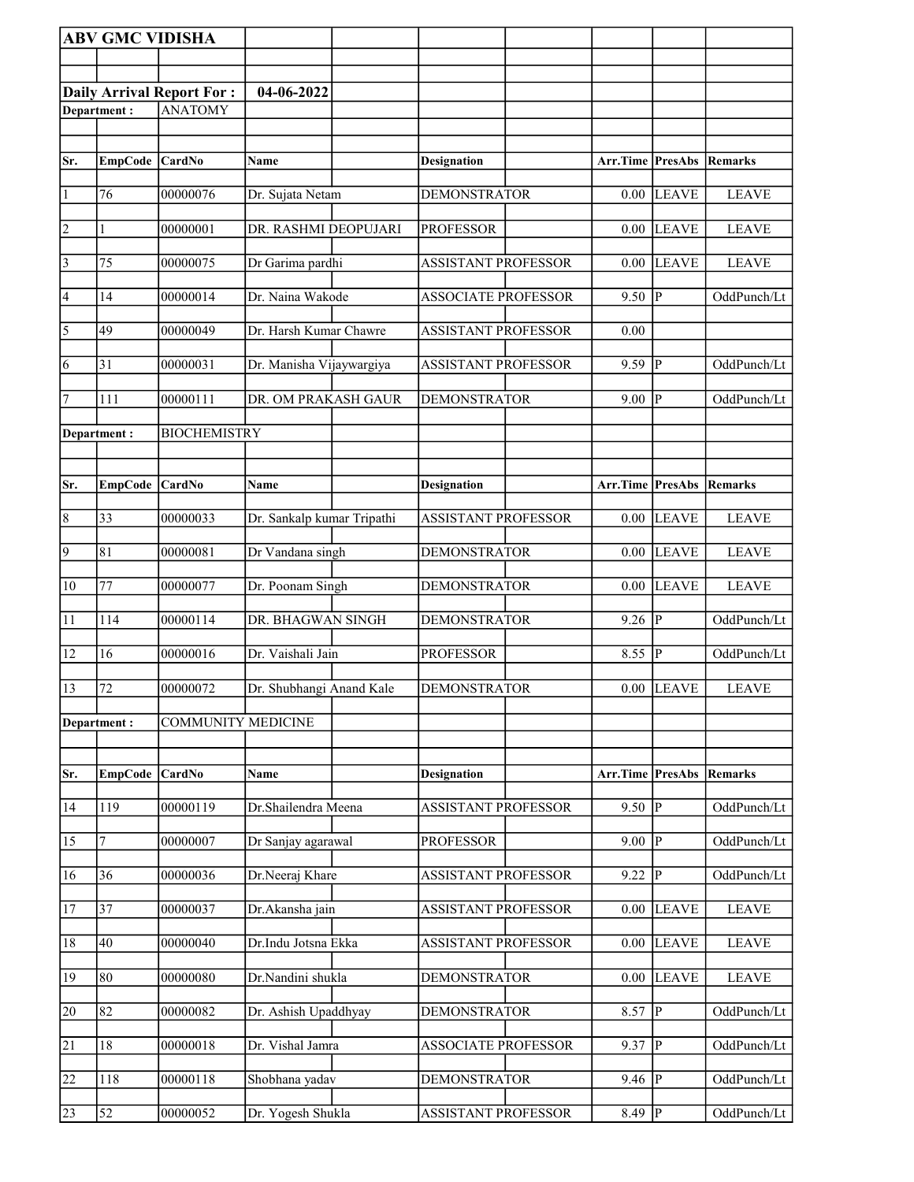**ABV GMC VIDISHA**

**Daily Arrival Report For :** **04-06-2022**

**Department :** ANATOMY

| Sr. | EmpCode | CardNo | Name | Designation | Arr.Time | PresAbs | Remarks |
|---|---|---|---|---|---|---|---|
| 1 | 76 | 00000076 | Dr. Sujata Netam | DEMONSTRATOR | 0.00 | LEAVE | LEAVE |
| 2 | 1 | 00000001 | DR. RASHMI DEOPUJARI | PROFESSOR | 0.00 | LEAVE | LEAVE |
| 3 | 75 | 00000075 | Dr Garima pardhi | ASSISTANT PROFESSOR | 0.00 | LEAVE | LEAVE |
| 4 | 14 | 00000014 | Dr. Naina Wakode | ASSOCIATE PROFESSOR | 9.50 | P | OddPunch/Lt |
| 5 | 49 | 00000049 | Dr. Harsh Kumar Chawre | ASSISTANT PROFESSOR | 0.00 | | |
| 6 | 31 | 00000031 | Dr. Manisha Vijaywargiya | ASSISTANT PROFESSOR | 9.59 | P | OddPunch/Lt |
| 7 | 111 | 00000111 | DR. OM PRAKASH GAUR | DEMONSTRATOR | 9.00 | P | OddPunch/Lt |

**Department :** BIOCHEMISTRY

| Sr. | EmpCode | CardNo | Name | Designation | Arr.Time | PresAbs | Remarks |
|---|---|---|---|---|---|---|---|
| 8 | 33 | 00000033 | Dr. Sankalp kumar Tripathi | ASSISTANT PROFESSOR | 0.00 | LEAVE | LEAVE |
| 9 | 81 | 00000081 | Dr Vandana singh | DEMONSTRATOR | 0.00 | LEAVE | LEAVE |
| 10 | 77 | 00000077 | Dr. Poonam Singh | DEMONSTRATOR | 0.00 | LEAVE | LEAVE |
| 11 | 114 | 00000114 | DR. BHAGWAN SINGH | DEMONSTRATOR | 9.26 | P | OddPunch/Lt |
| 12 | 16 | 00000016 | Dr. Vaishali Jain | PROFESSOR | 8.55 | P | OddPunch/Lt |
| 13 | 72 | 00000072 | Dr. Shubhangi Anand Kale | DEMONSTRATOR | 0.00 | LEAVE | LEAVE |

**Department :** COMMUNITY MEDICINE

| Sr. | EmpCode | CardNo | Name | Designation | Arr.Time | PresAbs | Remarks |
|---|---|---|---|---|---|---|---|
| 14 | 119 | 00000119 | Dr.Shailendra Meena | ASSISTANT PROFESSOR | 9.50 | P | OddPunch/Lt |
| 15 | 7 | 00000007 | Dr Sanjay agarawal | PROFESSOR | 9.00 | P | OddPunch/Lt |
| 16 | 36 | 00000036 | Dr.Neeraj Khare | ASSISTANT PROFESSOR | 9.22 | P | OddPunch/Lt |
| 17 | 37 | 00000037 | Dr.Akansha jain | ASSISTANT PROFESSOR | 0.00 | LEAVE | LEAVE |
| 18 | 40 | 00000040 | Dr.Indu Jotsna Ekka | ASSISTANT PROFESSOR | 0.00 | LEAVE | LEAVE |
| 19 | 80 | 00000080 | Dr.Nandini shukla | DEMONSTRATOR | 0.00 | LEAVE | LEAVE |
| 20 | 82 | 00000082 | Dr. Ashish Upaddhyay | DEMONSTRATOR | 8.57 | P | OddPunch/Lt |
| 21 | 18 | 00000018 | Dr. Vishal Jamra | ASSOCIATE PROFESSOR | 9.37 | P | OddPunch/Lt |
| 22 | 118 | 00000118 | Shobhana yadav | DEMONSTRATOR | 9.46 | P | OddPunch/Lt |
| 23 | 52 | 00000052 | Dr. Yogesh Shukla | ASSISTANT PROFESSOR | 8.49 | P | OddPunch/Lt |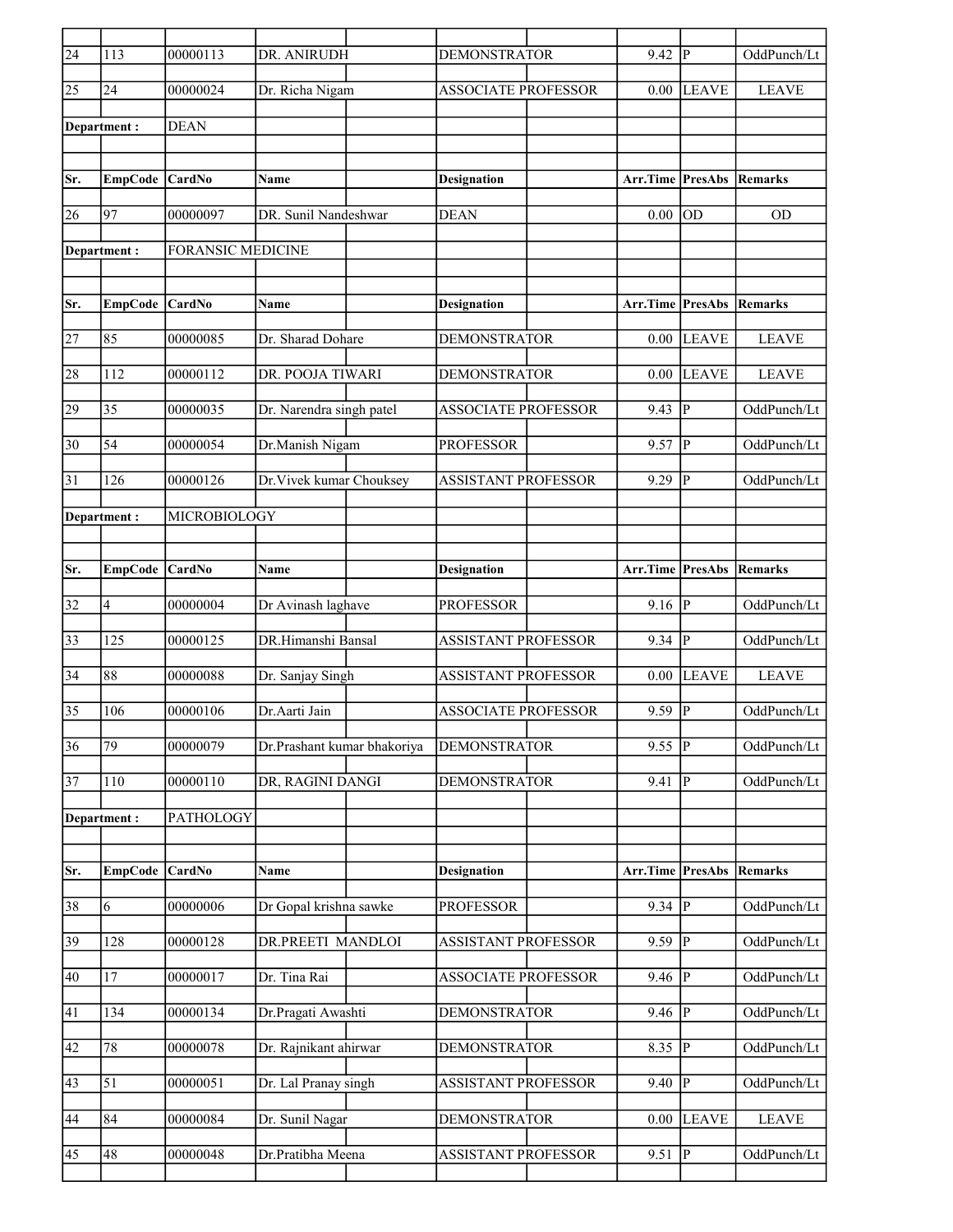| Sr. | EmpCode | CardNo | Name | Designation | Arr.Time | PresAbs | Remarks |
|---|---|---|---|---|---|---|---|
| 24 | 113 | 00000113 | DR. ANIRUDH | DEMONSTRATOR | 9.42 | P | OddPunch/Lt |
| 25 | 24 | 00000024 | Dr. Richa Nigam | ASSOCIATE PROFESSOR | 0.00 | LEAVE | LEAVE |

**Department :** DEAN

| Sr. | EmpCode | CardNo | Name | Designation | Arr.Time | PresAbs | Remarks |
|---|---|---|---|---|---|---|---|
| 26 | 97 | 00000097 | DR. Sunil Nandeshwar | DEAN | 0.00 | OD | OD |

**Department :** FORANSIC MEDICINE

| Sr. | EmpCode | CardNo | Name | Designation | Arr.Time | PresAbs | Remarks |
|---|---|---|---|---|---|---|---|
| 27 | 85 | 00000085 | Dr. Sharad Dohare | DEMONSTRATOR | 0.00 | LEAVE | LEAVE |
| 28 | 112 | 00000112 | DR. POOJA TIWARI | DEMONSTRATOR | 0.00 | LEAVE | LEAVE |
| 29 | 35 | 00000035 | Dr. Narendra singh patel | ASSOCIATE PROFESSOR | 9.43 | P | OddPunch/Lt |
| 30 | 54 | 00000054 | Dr.Manish Nigam | PROFESSOR | 9.57 | P | OddPunch/Lt |
| 31 | 126 | 00000126 | Dr.Vivek kumar Chouksey | ASSISTANT PROFESSOR | 9.29 | P | OddPunch/Lt |

**Department :** MICROBIOLOGY

| Sr. | EmpCode | CardNo | Name | Designation | Arr.Time | PresAbs | Remarks |
|---|---|---|---|---|---|---|---|
| 32 | 4 | 00000004 | Dr Avinash laghave | PROFESSOR | 9.16 | P | OddPunch/Lt |
| 33 | 125 | 00000125 | DR.Himanshi Bansal | ASSISTANT PROFESSOR | 9.34 | P | OddPunch/Lt |
| 34 | 88 | 00000088 | Dr. Sanjay Singh | ASSISTANT PROFESSOR | 0.00 | LEAVE | LEAVE |
| 35 | 106 | 00000106 | Dr.Aarti Jain | ASSOCIATE PROFESSOR | 9.59 | P | OddPunch/Lt |
| 36 | 79 | 00000079 | Dr.Prashant kumar bhakoriya | DEMONSTRATOR | 9.55 | P | OddPunch/Lt |
| 37 | 110 | 00000110 | DR, RAGINI DANGI | DEMONSTRATOR | 9.41 | P | OddPunch/Lt |

**Department :** PATHOLOGY

| Sr. | EmpCode | CardNo | Name | Designation | Arr.Time | PresAbs | Remarks |
|---|---|---|---|---|---|---|---|
| 38 | 6 | 00000006 | Dr Gopal krishna sawke | PROFESSOR | 9.34 | P | OddPunch/Lt |
| 39 | 128 | 00000128 | DR.PREETI MANDLOI | ASSISTANT PROFESSOR | 9.59 | P | OddPunch/Lt |
| 40 | 17 | 00000017 | Dr. Tina Rai | ASSOCIATE PROFESSOR | 9.46 | P | OddPunch/Lt |
| 41 | 134 | 00000134 | Dr.Pragati Awashti | DEMONSTRATOR | 9.46 | P | OddPunch/Lt |
| 42 | 78 | 00000078 | Dr. Rajnikant ahirwar | DEMONSTRATOR | 8.35 | P | OddPunch/Lt |
| 43 | 51 | 00000051 | Dr. Lal Pranay singh | ASSISTANT PROFESSOR | 9.40 | P | OddPunch/Lt |
| 44 | 84 | 00000084 | Dr. Sunil Nagar | DEMONSTRATOR | 0.00 | LEAVE | LEAVE |
| 45 | 48 | 00000048 | Dr.Pratibha Meena | ASSISTANT PROFESSOR | 9.51 | P | OddPunch/Lt |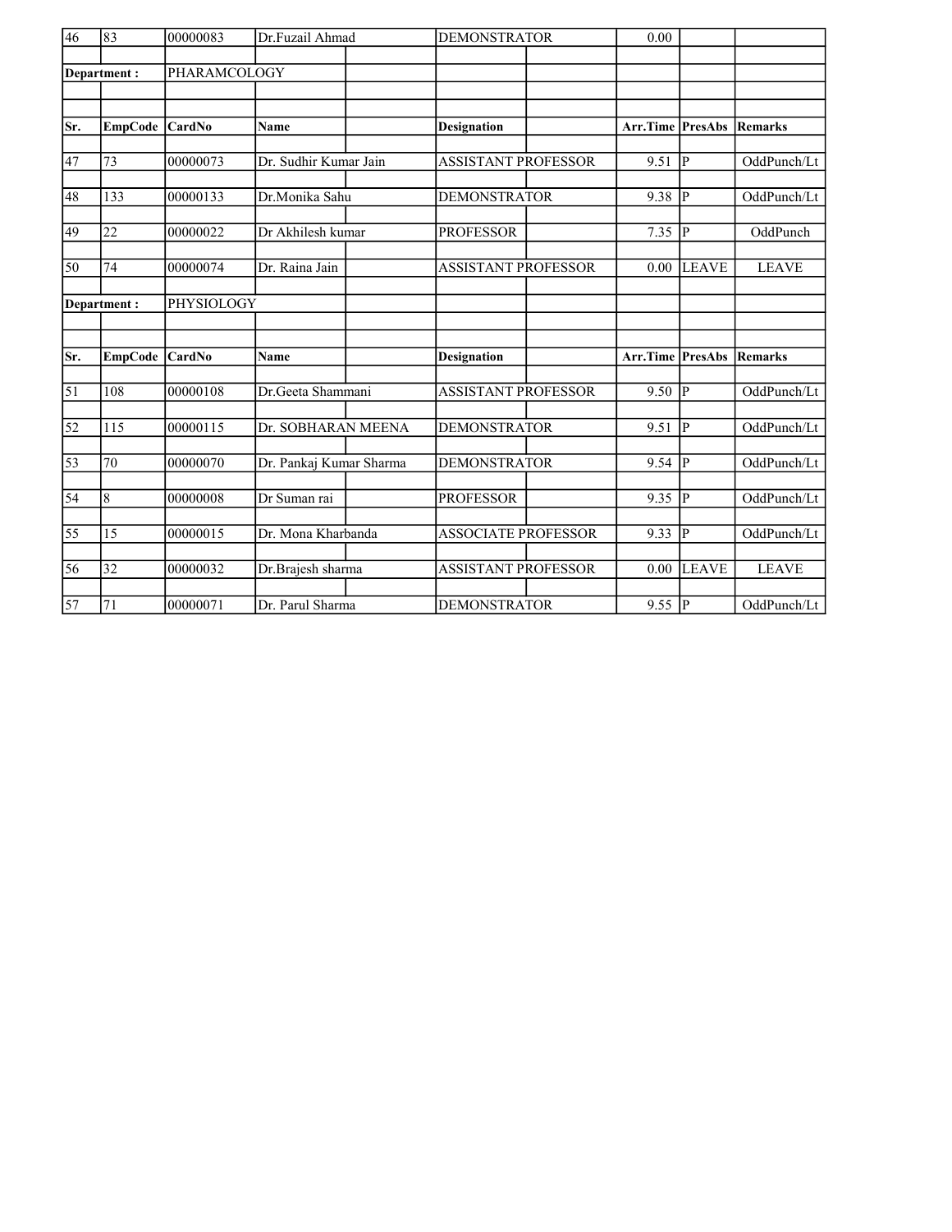| Sr. | EmpCode | CardNo | Name | Designation | Arr.Time | PresAbs | Remarks |
|---|---|---|---|---|---|---|---|
| 46 | 83 | 00000083 | Dr.Fuzail Ahmad | DEMONSTRATOR | 0.00 | | |
| **Department :** | | PHARAMCOLOGY | | | | | |
| **Sr.** | **EmpCode** | **CardNo** | **Name** | **Designation** | **Arr.Time** | **PresAbs** | **Remarks** |
| 47 | 73 | 00000073 | Dr. Sudhir Kumar Jain | ASSISTANT PROFESSOR | 9.51 | P | OddPunch/Lt |
| 48 | 133 | 00000133 | Dr.Monika Sahu | DEMONSTRATOR | 9.38 | P | OddPunch/Lt |
| 49 | 22 | 00000022 | Dr Akhilesh kumar | PROFESSOR | 7.35 | P | OddPunch |
| 50 | 74 | 00000074 | Dr. Raina Jain | ASSISTANT PROFESSOR | 0.00 | LEAVE | LEAVE |
| **Department :** | | PHYSIOLOGY | | | | | |
| **Sr.** | **EmpCode** | **CardNo** | **Name** | **Designation** | **Arr.Time** | **PresAbs** | **Remarks** |
| 51 | 108 | 00000108 | Dr.Geeta Shammani | ASSISTANT PROFESSOR | 9.50 | P | OddPunch/Lt |
| 52 | 115 | 00000115 | Dr. SOBHARAN MEENA | DEMONSTRATOR | 9.51 | P | OddPunch/Lt |
| 53 | 70 | 00000070 | Dr. Pankaj Kumar Sharma | DEMONSTRATOR | 9.54 | P | OddPunch/Lt |
| 54 | 8 | 00000008 | Dr Suman rai | PROFESSOR | 9.35 | P | OddPunch/Lt |
| 55 | 15 | 00000015 | Dr. Mona Kharbanda | ASSOCIATE PROFESSOR | 9.33 | P | OddPunch/Lt |
| 56 | 32 | 00000032 | Dr.Brajesh sharma | ASSISTANT PROFESSOR | 0.00 | LEAVE | LEAVE |
| 57 | 71 | 00000071 | Dr. Parul Sharma | DEMONSTRATOR | 9.55 | P | OddPunch/Lt |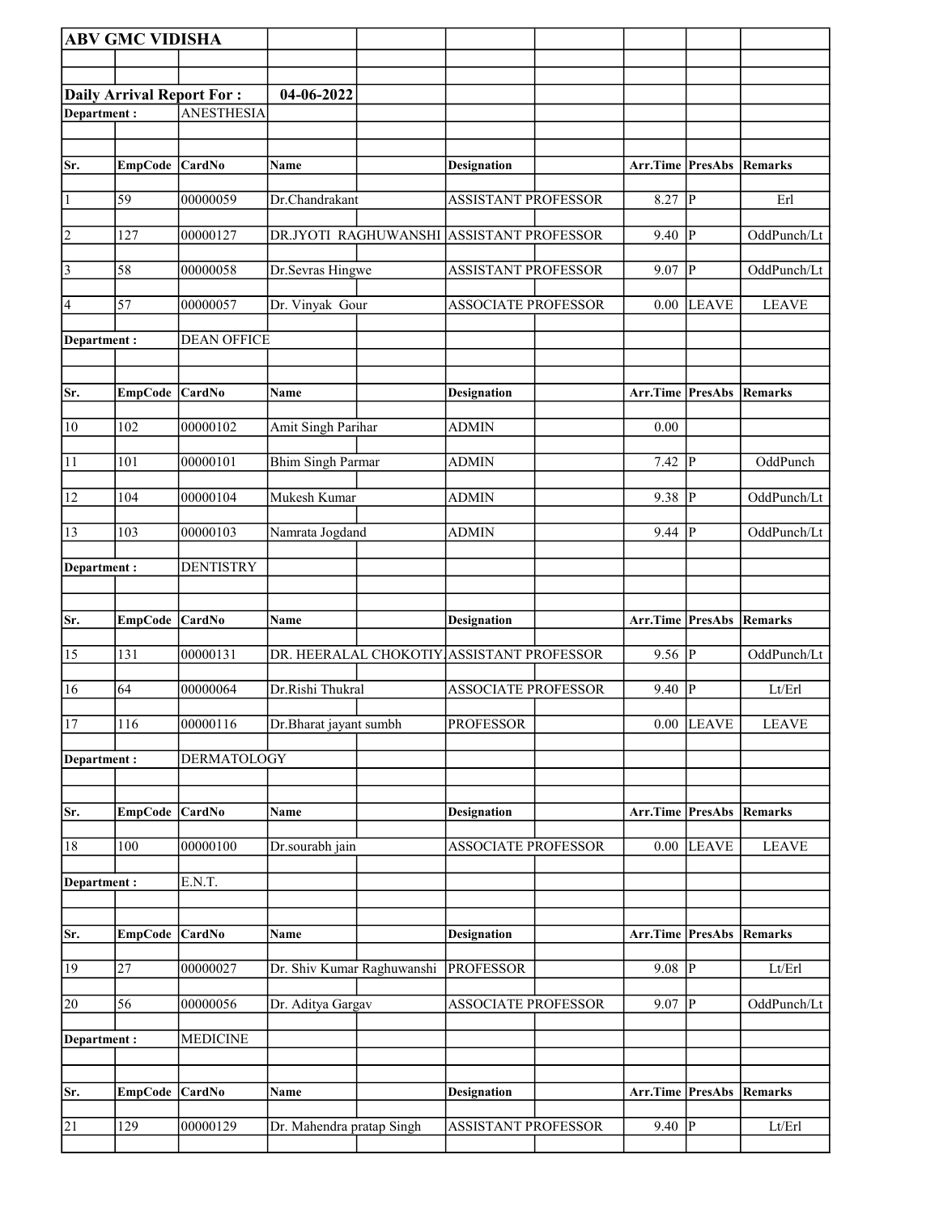**ABV GMC VIDISHA**

**Daily Arrival Report For :** **04-06-2022**

**Department :** ANESTHESIA

| Sr. | EmpCode | CardNo | Name | Designation | Arr.Time | PresAbs | Remarks |
|---|---|---|---|---|---|---|---|
| 1 | 59 | 00000059 | Dr.Chandrakant | ASSISTANT PROFESSOR | 8.27 | P | Erl |
| 2 | 127 | 00000127 | DR.JYOTI RAGHUWANSHI | ASSISTANT PROFESSOR | 9.40 | P | OddPunch/Lt |
| 3 | 58 | 00000058 | Dr.Sevras Hingwe | ASSISTANT PROFESSOR | 9.07 | P | OddPunch/Lt |
| 4 | 57 | 00000057 | Dr. Vinyak Gour | ASSOCIATE PROFESSOR | 0.00 | LEAVE | LEAVE |

**Department :** DEAN OFFICE

| Sr. | EmpCode | CardNo | Name | Designation | Arr.Time | PresAbs | Remarks |
|---|---|---|---|---|---|---|---|
| 10 | 102 | 00000102 | Amit Singh Parihar | ADMIN | 0.00 | | |
| 11 | 101 | 00000101 | Bhim Singh Parmar | ADMIN | 7.42 | P | OddPunch |
| 12 | 104 | 00000104 | Mukesh Kumar | ADMIN | 9.38 | P | OddPunch/Lt |
| 13 | 103 | 00000103 | Namrata Jogdand | ADMIN | 9.44 | P | OddPunch/Lt |

**Department :** DENTISTRY

| Sr. | EmpCode | CardNo | Name | Designation | Arr.Time | PresAbs | Remarks |
|---|---|---|---|---|---|---|---|
| 15 | 131 | 00000131 | DR. HEERALAL CHOKOTIY | ASSISTANT PROFESSOR | 9.56 | P | OddPunch/Lt |
| 16 | 64 | 00000064 | Dr.Rishi Thukral | ASSOCIATE PROFESSOR | 9.40 | P | Lt/Erl |
| 17 | 116 | 00000116 | Dr.Bharat jayant sumbh | PROFESSOR | 0.00 | LEAVE | LEAVE |

**Department :** DERMATOLOGY

| Sr. | EmpCode | CardNo | Name | Designation | Arr.Time | PresAbs | Remarks |
|---|---|---|---|---|---|---|---|
| 18 | 100 | 00000100 | Dr.sourabh jain | ASSOCIATE PROFESSOR | 0.00 | LEAVE | LEAVE |

**Department :** E.N.T.

| Sr. | EmpCode | CardNo | Name | Designation | Arr.Time | PresAbs | Remarks |
|---|---|---|---|---|---|---|---|
| 19 | 27 | 00000027 | Dr. Shiv Kumar Raghuwanshi | PROFESSOR | 9.08 | P | Lt/Erl |
| 20 | 56 | 00000056 | Dr. Aditya Gargav | ASSOCIATE PROFESSOR | 9.07 | P | OddPunch/Lt |

**Department :** MEDICINE

| Sr. | EmpCode | CardNo | Name | Designation | Arr.Time | PresAbs | Remarks |
|---|---|---|---|---|---|---|---|
| 21 | 129 | 00000129 | Dr. Mahendra pratap Singh | ASSISTANT PROFESSOR | 9.40 | P | Lt/Erl |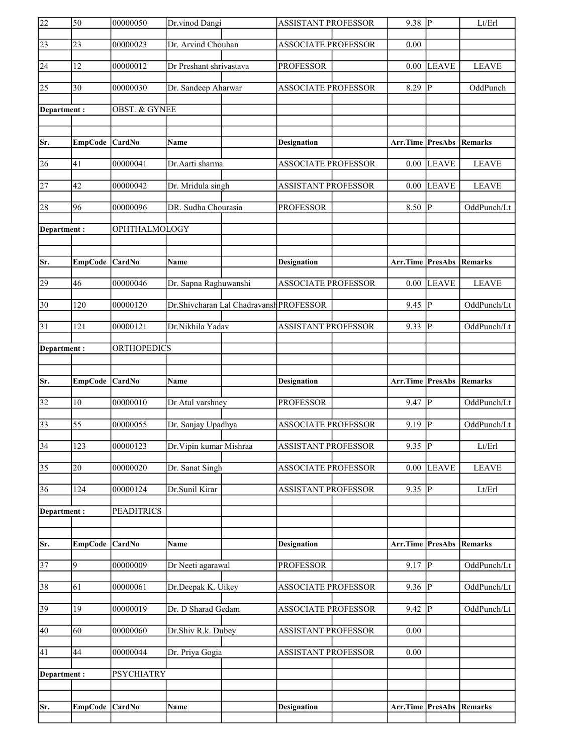| Sr. | EmpCode | CardNo | Name | Designation | Arr.Time | PresAbs | Remarks |
|---|---|---|---|---|---|---|---|
| 22 | 50 | 00000050 | Dr.vinod Dangi | ASSISTANT PROFESSOR | 9.38 | P | Lt/Erl |
| 23 | 23 | 00000023 | Dr. Arvind Chouhan | ASSOCIATE PROFESSOR | 0.00 | | |
| 24 | 12 | 00000012 | Dr Preshant shrivastava | PROFESSOR | 0.00 | LEAVE | LEAVE |
| 25 | 30 | 00000030 | Dr. Sandeep Aharwar | ASSOCIATE PROFESSOR | 8.29 | P | OddPunch |

**Department :** OBST. & GYNEE

| Sr. | EmpCode | CardNo | Name | Designation | Arr.Time | PresAbs | Remarks |
|---|---|---|---|---|---|---|---|
| 26 | 41 | 00000041 | Dr.Aarti sharma | ASSOCIATE PROFESSOR | 0.00 | LEAVE | LEAVE |
| 27 | 42 | 00000042 | Dr. Mridula singh | ASSISTANT PROFESSOR | 0.00 | LEAVE | LEAVE |
| 28 | 96 | 00000096 | DR. Sudha Chourasia | PROFESSOR | 8.50 | P | OddPunch/Lt |

**Department :** OPHTHALMOLOGY

| Sr. | EmpCode | CardNo | Name | Designation | Arr.Time | PresAbs | Remarks |
|---|---|---|---|---|---|---|---|
| 29 | 46 | 00000046 | Dr. Sapna Raghuwanshi | ASSOCIATE PROFESSOR | 0.00 | LEAVE | LEAVE |
| 30 | 120 | 00000120 | Dr.Shivcharan Lal Chadravansh | PROFESSOR | 9.45 | P | OddPunch/Lt |
| 31 | 121 | 00000121 | Dr.Nikhila Yadav | ASSISTANT PROFESSOR | 9.33 | P | OddPunch/Lt |

**Department :** ORTHOPEDICS

| Sr. | EmpCode | CardNo | Name | Designation | Arr.Time | PresAbs | Remarks |
|---|---|---|---|---|---|---|---|
| 32 | 10 | 00000010 | Dr Atul varshney | PROFESSOR | 9.47 | P | OddPunch/Lt |
| 33 | 55 | 00000055 | Dr. Sanjay Upadhya | ASSOCIATE PROFESSOR | 9.19 | P | OddPunch/Lt |
| 34 | 123 | 00000123 | Dr.Vipin kumar Mishraa | ASSISTANT PROFESSOR | 9.35 | P | Lt/Erl |
| 35 | 20 | 00000020 | Dr. Sanat Singh | ASSOCIATE PROFESSOR | 0.00 | LEAVE | LEAVE |
| 36 | 124 | 00000124 | Dr.Sunil Kirar | ASSISTANT PROFESSOR | 9.35 | P | Lt/Erl |

**Department :** PEADITRICS

| Sr. | EmpCode | CardNo | Name | Designation | Arr.Time | PresAbs | Remarks |
|---|---|---|---|---|---|---|---|
| 37 | 9 | 00000009 | Dr Neeti agarawal | PROFESSOR | 9.17 | P | OddPunch/Lt |
| 38 | 61 | 00000061 | Dr.Deepak K. Uikey | ASSOCIATE PROFESSOR | 9.36 | P | OddPunch/Lt |
| 39 | 19 | 00000019 | Dr. D Sharad Gedam | ASSOCIATE PROFESSOR | 9.42 | P | OddPunch/Lt |
| 40 | 60 | 00000060 | Dr.Shiv R.k. Dubey | ASSISTANT PROFESSOR | 0.00 | | |
| 41 | 44 | 00000044 | Dr. Priya Gogia | ASSISTANT PROFESSOR | 0.00 | | |

**Department :** PSYCHIATRY

| Sr. | EmpCode | CardNo | Name | Designation | Arr.Time | PresAbs | Remarks |
|---|---|---|---|---|---|---|---|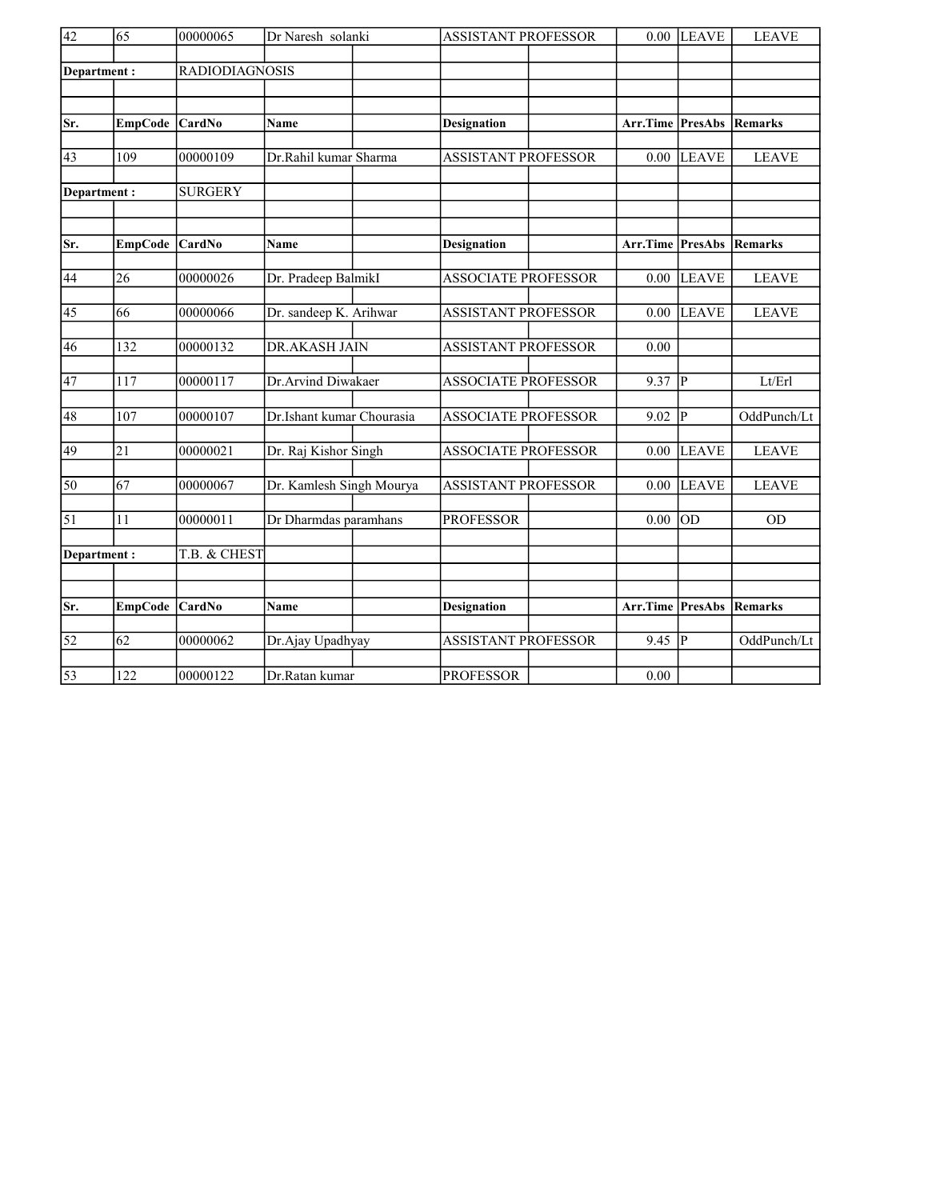| | | | | | | | |
|---|---|---|---|---|---|---|---|
| 42 | 65 | 00000065 | Dr Naresh solanki | ASSISTANT PROFESSOR | 0.00 | LEAVE | LEAVE |

**Department :** RADIODIAGNOSIS

| Sr. | EmpCode | CardNo | Name | Designation | Arr.Time | PresAbs | Remarks |
|---|---|---|---|---|---|---|---|
| 43 | 109 | 00000109 | Dr.Rahil kumar Sharma | ASSISTANT PROFESSOR | 0.00 | LEAVE | LEAVE |

**Department :** SURGERY

| Sr. | EmpCode | CardNo | Name | Designation | Arr.Time | PresAbs | Remarks |
|---|---|---|---|---|---|---|---|
| 44 | 26 | 00000026 | Dr. Pradeep BalmikI | ASSOCIATE PROFESSOR | 0.00 | LEAVE | LEAVE |
| 45 | 66 | 00000066 | Dr. sandeep K. Arihwar | ASSISTANT PROFESSOR | 0.00 | LEAVE | LEAVE |
| 46 | 132 | 00000132 | DR.AKASH JAIN | ASSISTANT PROFESSOR | 0.00 | | |
| 47 | 117 | 00000117 | Dr.Arvind Diwakaer | ASSOCIATE PROFESSOR | 9.37 | P | Lt/Erl |
| 48 | 107 | 00000107 | Dr.Ishant kumar Chourasia | ASSOCIATE PROFESSOR | 9.02 | P | OddPunch/Lt |
| 49 | 21 | 00000021 | Dr. Raj Kishor Singh | ASSOCIATE PROFESSOR | 0.00 | LEAVE | LEAVE |
| 50 | 67 | 00000067 | Dr. Kamlesh Singh Mourya | ASSISTANT PROFESSOR | 0.00 | LEAVE | LEAVE |
| 51 | 11 | 00000011 | Dr Dharmdas paramhans | PROFESSOR | 0.00 | OD | OD |

**Department :** T.B. & CHEST

| Sr. | EmpCode | CardNo | Name | Designation | Arr.Time | PresAbs | Remarks |
|---|---|---|---|---|---|---|---|
| 52 | 62 | 00000062 | Dr.Ajay Upadhyay | ASSISTANT PROFESSOR | 9.45 | P | OddPunch/Lt |
| 53 | 122 | 00000122 | Dr.Ratan kumar | PROFESSOR | 0.00 | | |